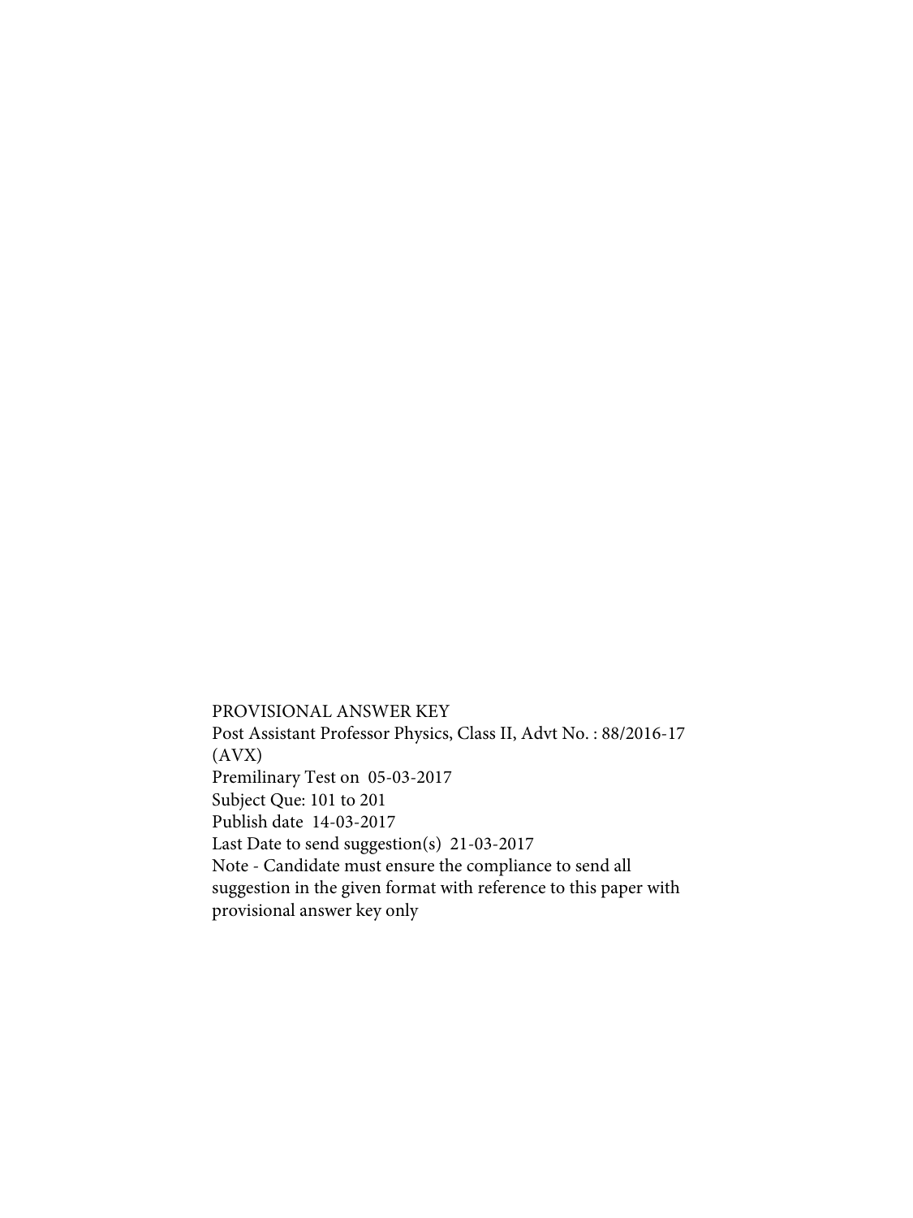PROVISIONAL ANSWER KEY

Post Assistant Professor Physics, Class II, Advt No. : 88/2016-17 (AVX)

Premilinary Test on 05-03-2017

Subject Que: 101 to 201

Publish date 14-03-2017

Last Date to send suggestion(s) 21-03-2017

Note - Candidate must ensure the compliance to send all suggestion in the given format with reference to this paper with provisional answer key only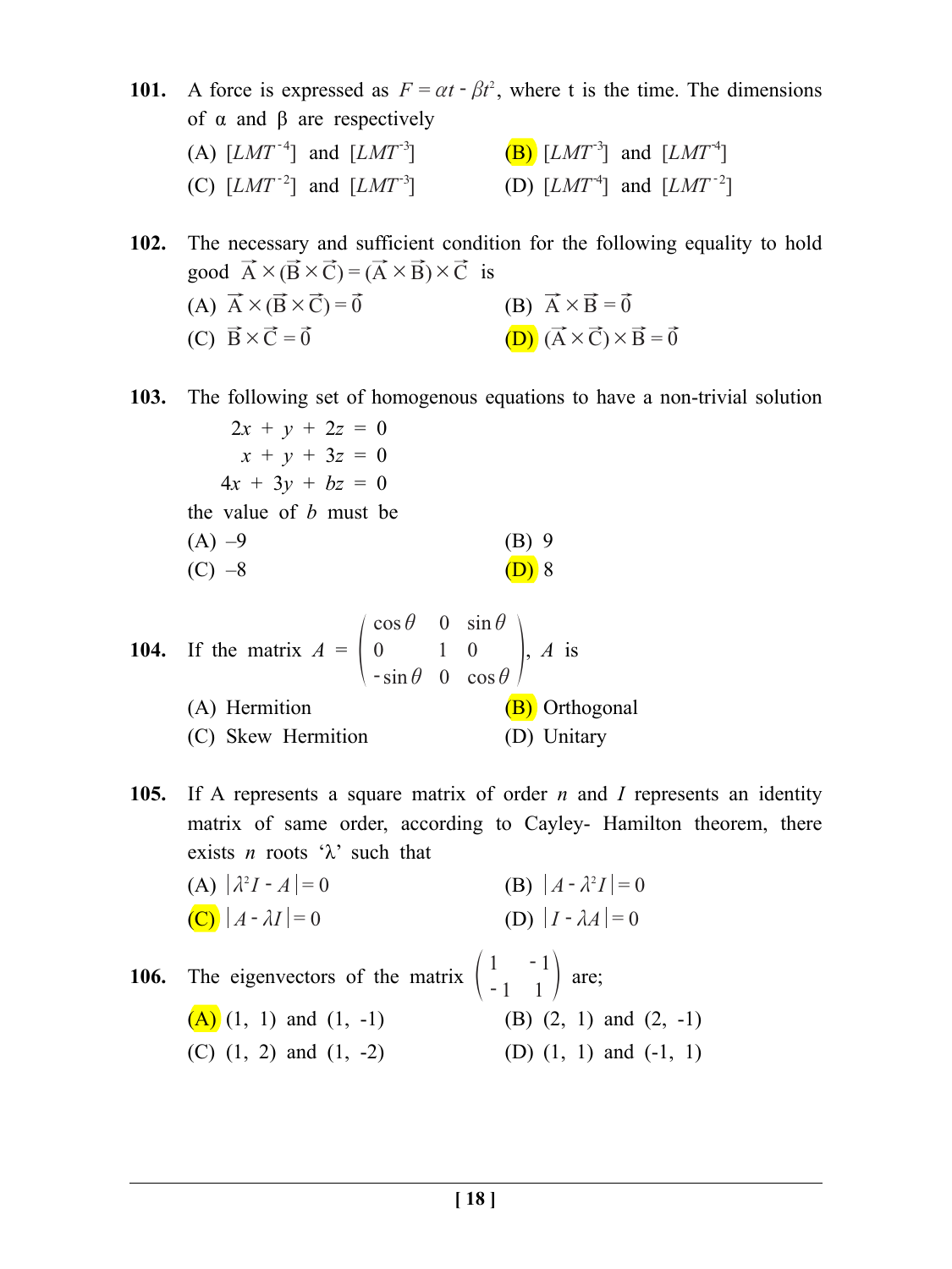**101.** A force is expressed as $F = \alpha t - \beta t^2$, where t is the time. The dimensions of α and β are respectively

(A) $[LMT^{-4}]$ and $[LMT^{-3}]$

(B) $[LMT^{-3}]$ and $[LMT^{-4}]$

(C) $[LMT^{-2}]$ and $[LMT^{-3}]$

(D) $[LMT^{-4}]$ and $[LMT^{-2}]$

**102.** The necessary and sufficient condition for the following equality to hold good $\vec{A} \times (\vec{B} \times \vec{C}) = (\vec{A} \times \vec{B}) \times \vec{C}$ is

(A) $\vec{A} \times (\vec{B} \times \vec{C}) = \vec{0}$

(B) $\vec{A} \times \vec{B} = \vec{0}$

(C) $\vec{B} \times \vec{C} = \vec{0}$

(D) $(\vec{A} \times \vec{C}) \times \vec{B} = \vec{0}$

**103.** The following set of homogenous equations to have a non-trivial solution

$$2x + y + 2z = 0$$
$$x + y + 3z = 0$$
$$4x + 3y + bz = 0$$

the value of $b$ must be

(A) –9

(B) 9

(C) –8

(D) 8

**104.** If the matrix $A = \begin{pmatrix} \cos\theta & 0 & \sin\theta \\ 0 & 1 & 0 \\ -\sin\theta & 0 & \cos\theta \end{pmatrix}$, $A$ is

(A) Hermition

(B) Orthogonal

(C) Skew Hermition

(D) Unitary

**105.** If A represents a square matrix of order $n$ and $I$ represents an identity matrix of same order, according to Cayley- Hamilton theorem, there exists $n$ roots 'λ' such that

(A) $|\lambda^2 I - A| = 0$

(B) $|A - \lambda^2 I| = 0$

(C) $|A - \lambda I| = 0$

(D) $|I - \lambda A| = 0$

**106.** The eigenvectors of the matrix $\begin{pmatrix} 1 & -1 \\ -1 & 1 \end{pmatrix}$ are;

(A) (1, 1) and (1, -1)

(B) (2, 1) and (2, -1)

(C) (1, 2) and (1, -2)

(D) (1, 1) and (-1, 1)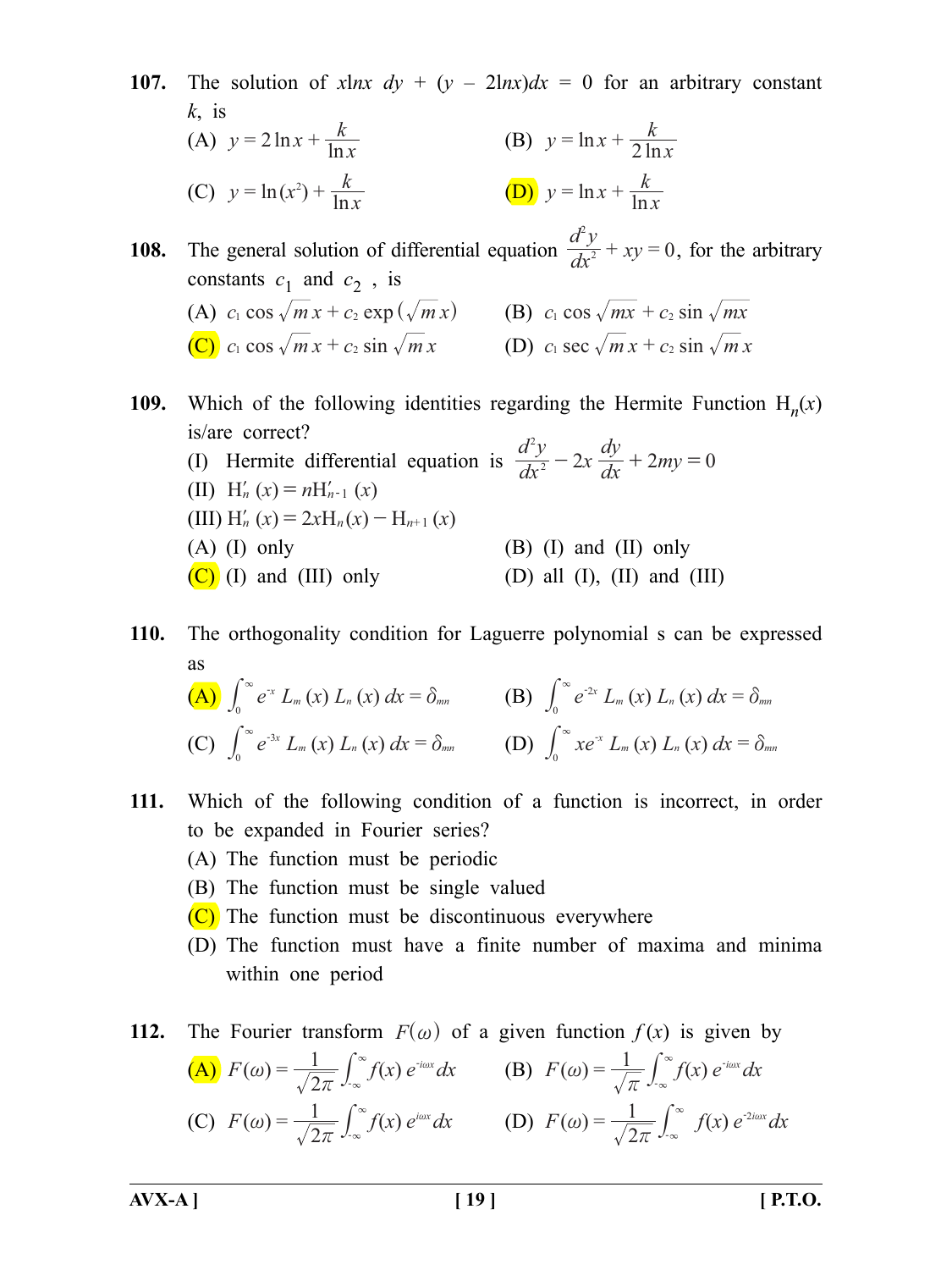**107.** The solution of $x\ln x\ dy + (y - 2\ln x)dx = 0$ for an arbitrary constant $k$, is

(A) $y = 2\ln x + \dfrac{k}{\ln x}$

(B) $y = \ln x + \dfrac{k}{2\ln x}$

(C) $y = \ln(x^2) + \dfrac{k}{\ln x}$

(D) $y = \ln x + \dfrac{k}{\ln x}$

**108.** The general solution of differential equation $\dfrac{d^2y}{dx^2} + xy = 0$, for the arbitrary constants $c_1$ and $c_2$ , is

(A) $c_1 \cos\sqrt{m}\,x + c_2 \exp(\sqrt{m}\,x)$

(B) $c_1 \cos\sqrt{mx} + c_2 \sin\sqrt{mx}$

(C) $c_1 \cos\sqrt{m}\,x + c_2 \sin\sqrt{m}\,x$

(D) $c_1 \sec\sqrt{m}\,x + c_2 \sin\sqrt{m}\,x$

**109.** Which of the following identities regarding the Hermite Function $H_n(x)$ is/are correct?

(I) Hermite differential equation is $\dfrac{d^2y}{dx^2} - 2x\dfrac{dy}{dx} + 2my = 0$

(II) $H_n'(x) = nH_{n-1}'(x)$

(III) $H_n'(x) = 2xH_n(x) - H_{n+1}(x)$

(A) (I) only

(B) (I) and (II) only

(C) (I) and (III) only

(D) all (I), (II) and (III)

**110.** The orthogonality condition for Laguerre polynomial s can be expressed as

(A) $\int_0^\infty e^{-x} L_m(x) L_n(x)\, dx = \delta_{mn}$

(B) $\int_0^\infty e^{-2x} L_m(x) L_n(x)\, dx = \delta_{mn}$

(C) $\int_0^\infty e^{-3x} L_m(x) L_n(x)\, dx = \delta_{mn}$

(D) $\int_0^\infty xe^{-x} L_m(x) L_n(x)\, dx = \delta_{mn}$

**111.** Which of the following condition of a function is incorrect, in order to be expanded in Fourier series?

(A) The function must be periodic

(B) The function must be single valued

(C) The function must be discontinuous everywhere

(D) The function must have a finite number of maxima and minima within one period

**112.** The Fourier transform $F(\omega)$ of a given function $f(x)$ is given by

(A) $F(\omega) = \dfrac{1}{\sqrt{2\pi}}\int_{-\infty}^{\infty} f(x)\, e^{-i\omega x} dx$

(B) $F(\omega) = \dfrac{1}{\sqrt{\pi}}\int_{-\infty}^{\infty} f(x)\, e^{-i\omega x} dx$

(C) $F(\omega) = \dfrac{1}{\sqrt{2\pi}}\int_{-\infty}^{\infty} f(x)\, e^{i\omega x} dx$

(D) $F(\omega) = \dfrac{1}{\sqrt{2\pi}}\int_{-\infty}^{\infty} f(x)\, e^{-2i\omega x} dx$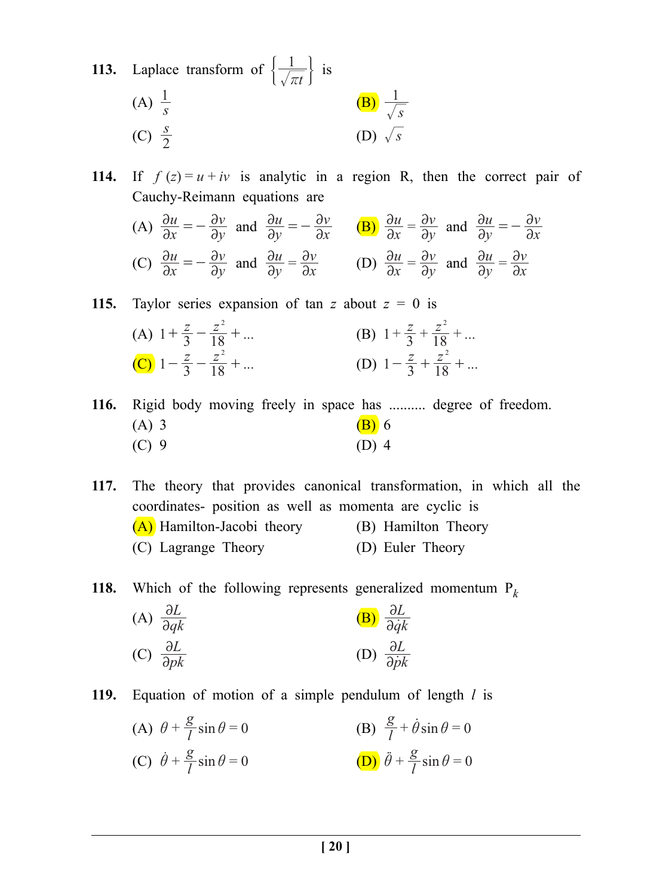**113.** Laplace transform of $\left\{\frac{1}{\sqrt{\pi t}}\right\}$ is

(A) $\frac{1}{s}$

(B) $\frac{1}{\sqrt{s}}$

(C) $\frac{s}{2}$

(D) $\sqrt{s}$

**114.** If $f(z) = u + iv$ is analytic in a region R, then the correct pair of Cauchy-Reimann equations are

(A) $\frac{\partial u}{\partial x} = -\frac{\partial v}{\partial y}$ and $\frac{\partial u}{\partial y} = -\frac{\partial v}{\partial x}$

(B) $\frac{\partial u}{\partial x} = \frac{\partial v}{\partial y}$ and $\frac{\partial u}{\partial y} = -\frac{\partial v}{\partial x}$

(C) $\frac{\partial u}{\partial x} = -\frac{\partial v}{\partial y}$ and $\frac{\partial u}{\partial y} = \frac{\partial v}{\partial x}$

(D) $\frac{\partial u}{\partial x} = \frac{\partial v}{\partial y}$ and $\frac{\partial u}{\partial y} = \frac{\partial v}{\partial x}$

**115.** Taylor series expansion of $\tan z$ about $z = 0$ is

(A) $1 + \frac{z}{3} - \frac{z^2}{18} + \ldots$

(B) $1 + \frac{z}{3} + \frac{z^2}{18} + \ldots$

(C) $1 - \frac{z}{3} - \frac{z^2}{18} + \ldots$

(D) $1 - \frac{z}{3} + \frac{z^2}{18} + \ldots$

**116.** Rigid body moving freely in space has .......... degree of freedom.

(A) 3

(B) 6

(C) 9

(D) 4

**117.** The theory that provides canonical transformation, in which all the coordinates- position as well as momenta are cyclic is

(A) Hamilton-Jacobi theory

(B) Hamilton Theory

(C) Lagrange Theory

(D) Euler Theory

**118.** Which of the following represents generalized momentum $P_k$

(A) $\frac{\partial L}{\partial qk}$

(B) $\frac{\partial L}{\partial \dot{q}k}$

(C) $\frac{\partial L}{\partial pk}$

(D) $\frac{\partial L}{\partial \dot{p}k}$

**119.** Equation of motion of a simple pendulum of length $l$ is

(A) $\theta + \frac{g}{l}\sin\theta = 0$

(B) $\frac{g}{l} + \dot{\theta}\sin\theta = 0$

(C) $\dot{\theta} + \frac{g}{l}\sin\theta = 0$

(D) $\ddot{\theta} + \frac{g}{l}\sin\theta = 0$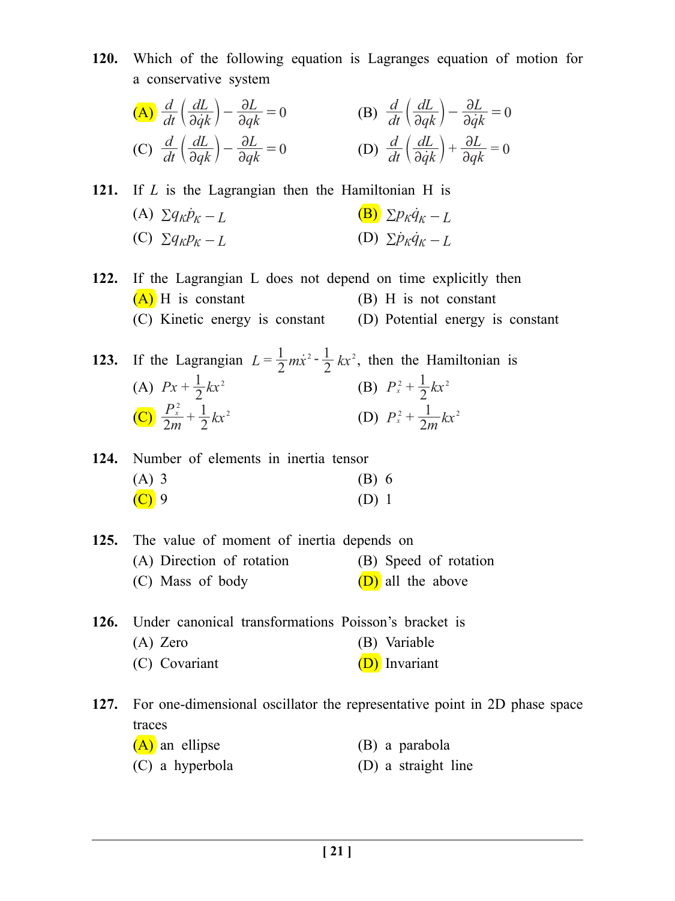**120.** Which of the following equation is Lagranges equation of motion for a conservative system

(A) $\frac{d}{dt}\left(\frac{dL}{\partial \dot{q}k}\right) - \frac{\partial L}{\partial qk} = 0$

(B) $\frac{d}{dt}\left(\frac{dL}{\partial qk}\right) - \frac{\partial L}{\partial \dot{q}k} = 0$

(C) $\frac{d}{dt}\left(\frac{dL}{\partial qk}\right) - \frac{\partial L}{\partial qk} = 0$

(D) $\frac{d}{dt}\left(\frac{dL}{\partial \dot{q}k}\right) + \frac{\partial L}{\partial qk} = 0$

**121.** If $L$ is the Lagrangian then the Hamiltonian H is

(A) $\Sigma q_K \dot{p}_K - L$

(B) $\Sigma p_K \dot{q}_K - L$

(C) $\Sigma q_K p_K - L$

(D) $\Sigma \dot{p}_K \dot{q}_K - L$

**122.** If the Lagrangian L does not depend on time explicitly then

(A) H is constant

(B) H is not constant

(C) Kinetic energy is constant

(D) Potential energy is constant

**123.** If the Lagrangian $L = \frac{1}{2}m\dot{x}^2 - \frac{1}{2}kx^2$, then the Hamiltonian is

(A) $Px + \frac{1}{2}kx^2$

(B) $P_x^2 + \frac{1}{2}kx^2$

(C) $\frac{P_x^2}{2m} + \frac{1}{2}kx^2$

(D) $P_x^2 + \frac{1}{2m}kx^2$

**124.** Number of elements in inertia tensor

(A) 3

(B) 6

(C) 9

(D) 1

**125.** The value of moment of inertia depends on

(A) Direction of rotation

(B) Speed of rotation

(C) Mass of body

(D) all the above

**126.** Under canonical transformations Poisson's bracket is

(A) Zero

(B) Variable

(C) Covariant

(D) Invariant

**127.** For one-dimensional oscillator the representative point in 2D phase space traces

(A) an ellipse

(B) a parabola

(C) a hyperbola

(D) a straight line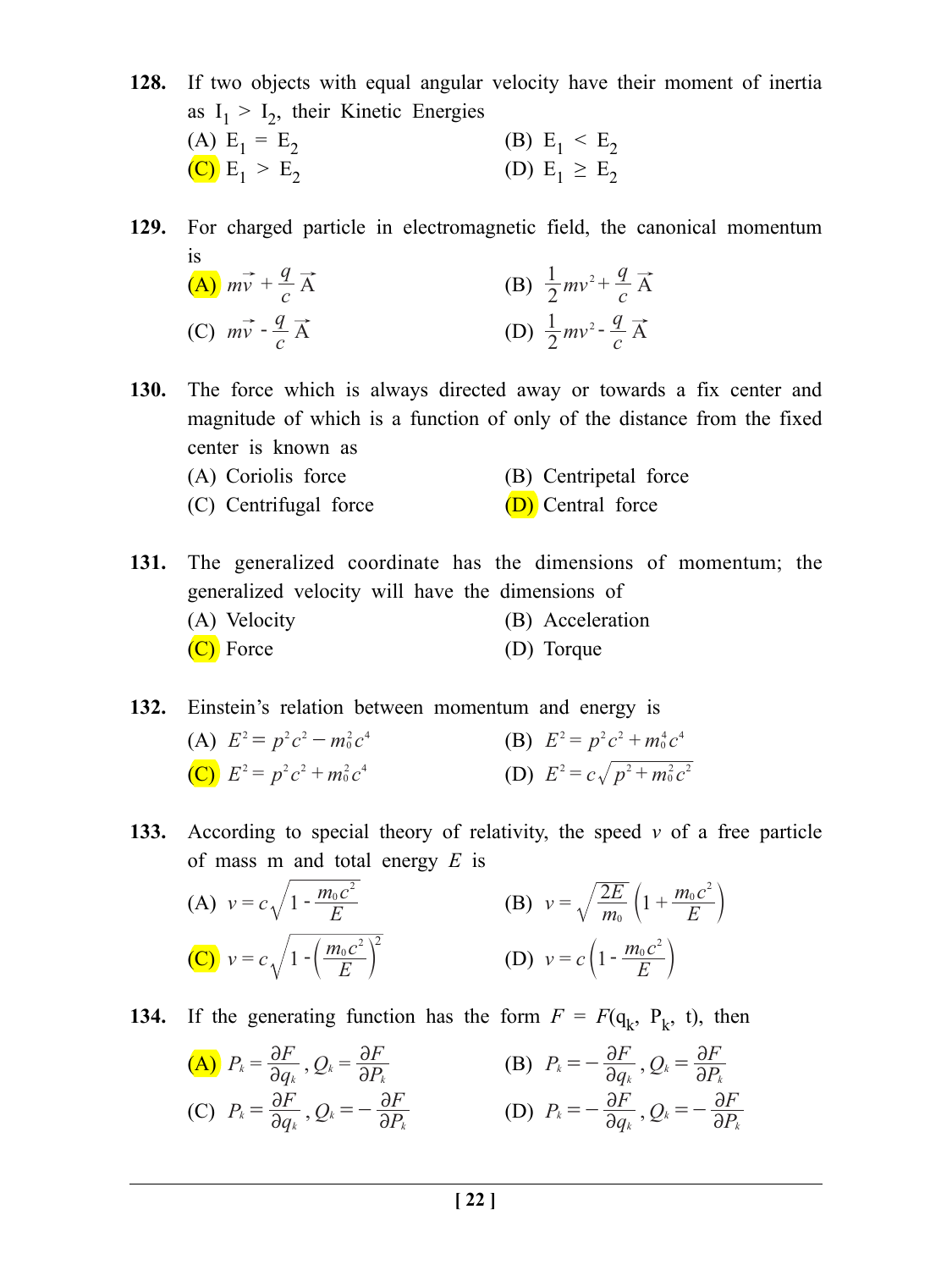**128.** If two objects with equal angular velocity have their moment of inertia as $I_1 > I_2$, their Kinetic Energies

(A) $E_1 = E_2$ (B) $E_1 < E_2$

(C) $E_1 > E_2$ (D) $E_1 \geq E_2$

**129.** For charged particle in electromagnetic field, the canonical momentum is

(A) $m\vec{v} + \frac{q}{c}\vec{A}$ (B) $\frac{1}{2}mv^2 + \frac{q}{c}\vec{A}$

(C) $m\vec{v} - \frac{q}{c}\vec{A}$ (D) $\frac{1}{2}mv^2 - \frac{q}{c}\vec{A}$

**130.** The force which is always directed away or towards a fix center and magnitude of which is a function of only of the distance from the fixed center is known as

(A) Coriolis force (B) Centripetal force

(C) Centrifugal force (D) Central force

**131.** The generalized coordinate has the dimensions of momentum; the generalized velocity will have the dimensions of

(A) Velocity (B) Acceleration

(C) Force (D) Torque

**132.** Einstein's relation between momentum and energy is

(A) $E^2 = p^2c^2 - m_0^2c^4$ (B) $E^2 = p^2c^2 + m_0^4c^4$

(C) $E^2 = p^2c^2 + m_0^2c^4$ (D) $E^2 = c\sqrt{p^2 + m_0^2c^2}$

**133.** According to special theory of relativity, the speed $v$ of a free particle of mass m and total energy $E$ is

(A) $v = c\sqrt{1 - \frac{m_0c^2}{E}}$ (B) $v = \sqrt{\frac{2E}{m_0}}\left(1 + \frac{m_0c^2}{E}\right)$

(C) $v = c\sqrt{1 - \left(\frac{m_0c^2}{E}\right)^2}$ (D) $v = c\left(1 - \frac{m_0c^2}{E}\right)$

**134.** If the generating function has the form $F = F(q_k, P_k, t)$, then

(A) $P_k = \frac{\partial F}{\partial q_k}, Q_k = \frac{\partial F}{\partial P_k}$ (B) $P_k = -\frac{\partial F}{\partial q_k}, Q_k = \frac{\partial F}{\partial P_k}$

(C) $P_k = \frac{\partial F}{\partial q_k}, Q_k = -\frac{\partial F}{\partial P_k}$ (D) $P_k = -\frac{\partial F}{\partial q_k}, Q_k = -\frac{\partial F}{\partial P_k}$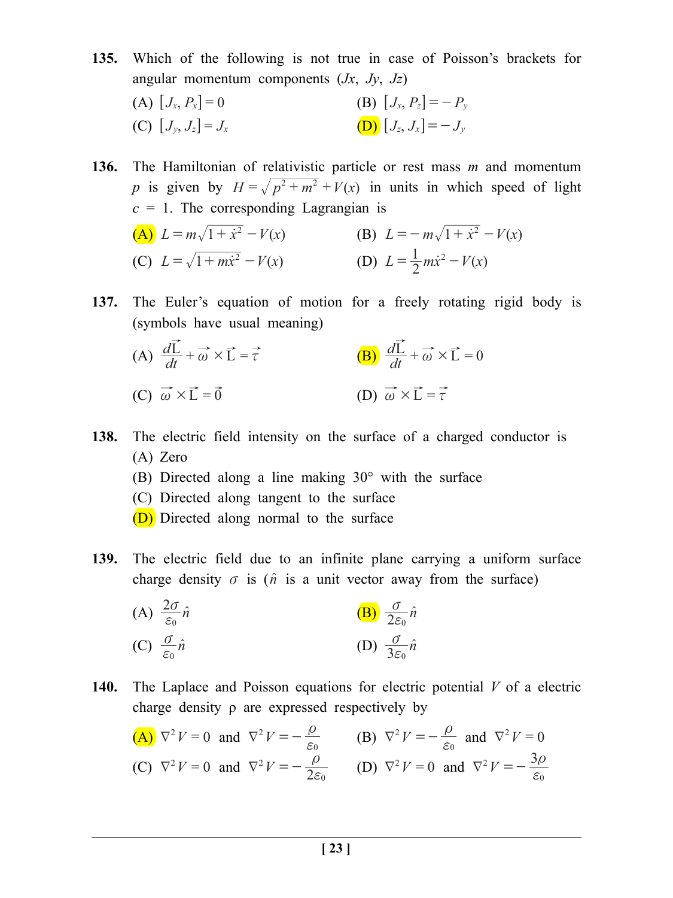**135.** Which of the following is not true in case of Poisson's brackets for angular momentum components ($Jx$, $Jy$, $Jz$)

(A) $[J_x, P_x] = 0$

(B) $[J_x, P_z] = -P_y$

(C) $[J_y, J_z] = J_x$

(D) $[J_z, J_x] = -J_y$

**136.** The Hamiltonian of relativistic particle or rest mass $m$ and momentum $p$ is given by $H = \sqrt{p^2 + m^2} + V(x)$ in units in which speed of light $c = 1$. The corresponding Lagrangian is

(A) $L = m\sqrt{1 + \dot{x}^2} - V(x)$

(B) $L = -m\sqrt{1 + \dot{x}^2} - V(x)$

(C) $L = \sqrt{1 + m\dot{x}^2} - V(x)$

(D) $L = \frac{1}{2}m\dot{x}^2 - V(x)$

**137.** The Euler's equation of motion for a freely rotating rigid body is (symbols have usual meaning)

(A) $\frac{d\vec{L}}{dt} + \vec{\omega} \times \vec{L} = \vec{\tau}$

(B) $\frac{d\vec{L}}{dt} + \vec{\omega} \times \vec{L} = 0$

(C) $\vec{\omega} \times \vec{L} = \vec{0}$

(D) $\vec{\omega} \times \vec{L} = \vec{\tau}$

**138.** The electric field intensity on the surface of a charged conductor is

(A) Zero

(B) Directed along a line making 30° with the surface

(C) Directed along tangent to the surface

(D) Directed along normal to the surface

**139.** The electric field due to an infinite plane carrying a uniform surface charge density $\sigma$ is ($\hat{n}$ is a unit vector away from the surface)

(A) $\frac{2\sigma}{\varepsilon_0}\hat{n}$

(B) $\frac{\sigma}{2\varepsilon_0}\hat{n}$

(C) $\frac{\sigma}{\varepsilon_0}\hat{n}$

(D) $\frac{\sigma}{3\varepsilon_0}\hat{n}$

**140.** The Laplace and Poisson equations for electric potential $V$ of a electric charge density ρ are expressed respectively by

(A) $\nabla^2 V = 0$ and $\nabla^2 V = -\frac{\rho}{\varepsilon_0}$

(B) $\nabla^2 V = -\frac{\rho}{\varepsilon_0}$ and $\nabla^2 V = 0$

(C) $\nabla^2 V = 0$ and $\nabla^2 V = -\frac{\rho}{2\varepsilon_0}$

(D) $\nabla^2 V = 0$ and $\nabla^2 V = -\frac{3\rho}{\varepsilon_0}$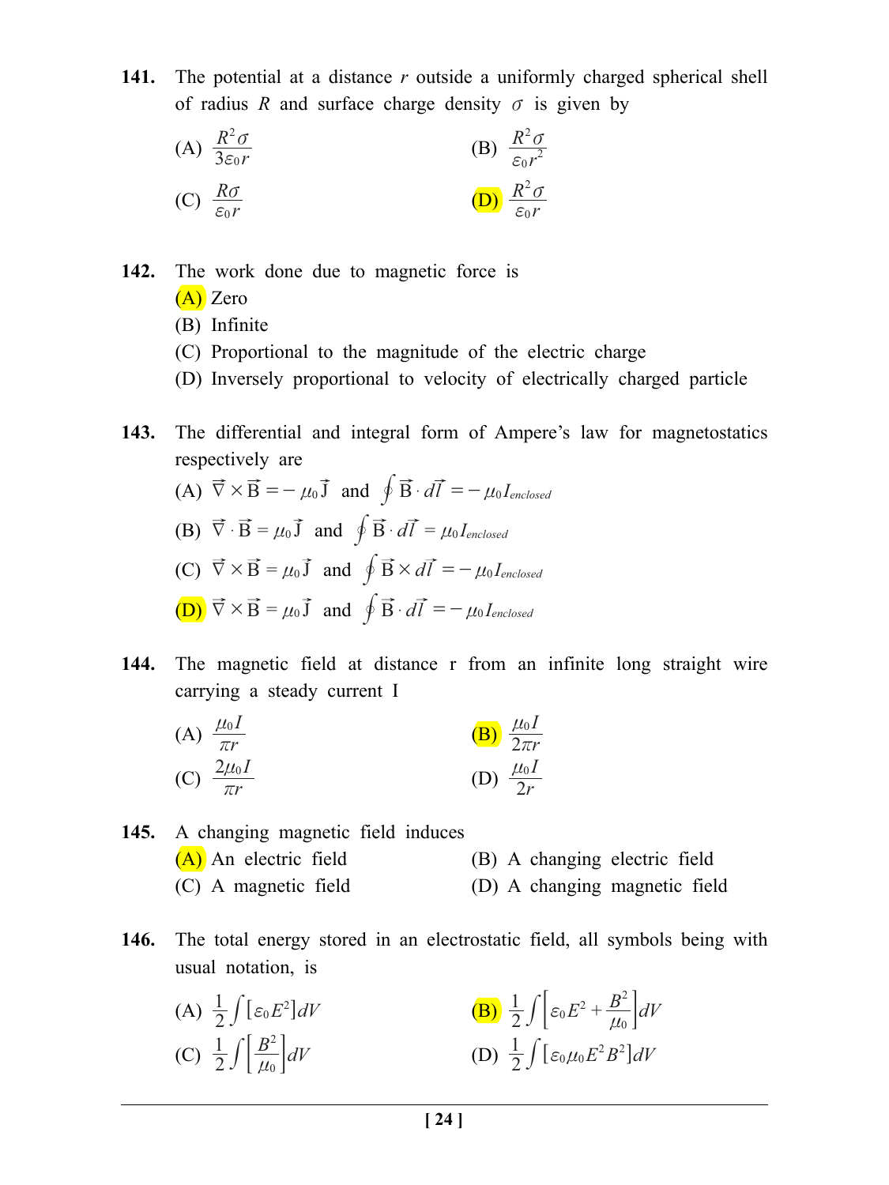**141.** The potential at a distance $r$ outside a uniformly charged spherical shell of radius $R$ and surface charge density $\sigma$ is given by

(A) $\frac{R^2\sigma}{3\varepsilon_0 r}$

(B) $\frac{R^2\sigma}{\varepsilon_0 r^2}$

(C) $\frac{R\sigma}{\varepsilon_0 r}$

(D) $\frac{R^2\sigma}{\varepsilon_0 r}$

**142.** The work done due to magnetic force is

(A) Zero

(B) Infinite

(C) Proportional to the magnitude of the electric charge

(D) Inversely proportional to velocity of electrically charged particle

**143.** The differential and integral form of Ampere's law for magnetostatics respectively are

(A) $\vec{\nabla} \times \vec{B} = -\mu_0 \vec{J}$ and $\oint \vec{B} \cdot d\vec{l} = -\mu_0 I_{enclosed}$

(B) $\vec{\nabla} \cdot \vec{B} = \mu_0 \vec{J}$ and $\oint \vec{B} \cdot d\vec{l} = \mu_0 I_{enclosed}$

(C) $\vec{\nabla} \times \vec{B} = \mu_0 \vec{J}$ and $\oint \vec{B} \times d\vec{l} = -\mu_0 I_{enclosed}$

(D) $\vec{\nabla} \times \vec{B} = \mu_0 \vec{J}$ and $\oint \vec{B} \cdot d\vec{l} = -\mu_0 I_{enclosed}$

**144.** The magnetic field at distance r from an infinite long straight wire carrying a steady current I

(A) $\frac{\mu_0 I}{\pi r}$

(B) $\frac{\mu_0 I}{2\pi r}$

(C) $\frac{2\mu_0 I}{\pi r}$

(D) $\frac{\mu_0 I}{2r}$

**145.** A changing magnetic field induces

(A) An electric field

(B) A changing electric field

(C) A magnetic field

(D) A changing magnetic field

**146.** The total energy stored in an electrostatic field, all symbols being with usual notation, is

(A) $\frac{1}{2}\int [\varepsilon_0 E^2] dV$

(B) $\frac{1}{2}\int \left[\varepsilon_0 E^2 + \frac{B^2}{\mu_0}\right] dV$

(C) $\frac{1}{2}\int \left[\frac{B^2}{\mu_0}\right] dV$

(D) $\frac{1}{2}\int [\varepsilon_0 \mu_0 E^2 B^2] dV$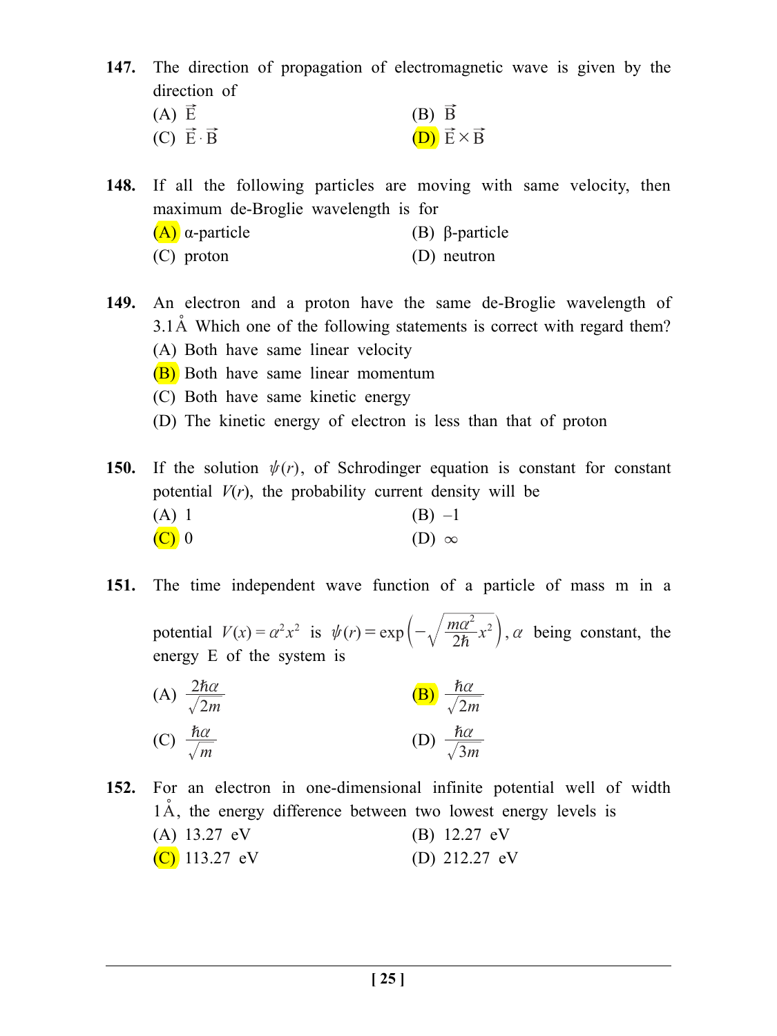**147.** The direction of propagation of electromagnetic wave is given by the direction of

(A) $\vec{E}$  
(B) $\vec{B}$  
(C) $\vec{E} \cdot \vec{B}$  
(D) $\vec{E} \times \vec{B}$

**148.** If all the following particles are moving with same velocity, then maximum de-Broglie wavelength is for

(A) α-particle  
(B) β-particle  
(C) proton  
(D) neutron

**149.** An electron and a proton have the same de-Broglie wavelength of $3.1\,\mathring{A}$ Which one of the following statements is correct with regard them?

(A) Both have same linear velocity  
(B) Both have same linear momentum  
(C) Both have same kinetic energy  
(D) The kinetic energy of electron is less than that of proton

**150.** If the solution $\psi(r)$, of Schrodinger equation is constant for constant potential $V(r)$, the probability current density will be

(A) 1  
(B) –1  
(C) 0  
(D) $\infty$

**151.** The time independent wave function of a particle of mass m in a potential $V(x) = \alpha^2 x^2$ is $\psi(r) = \exp\left(-\sqrt{\frac{m\alpha^2}{2\hbar}} x^2\right)$, $\alpha$ being constant, the energy E of the system is

(A) $\frac{2\hbar\alpha}{\sqrt{2m}}$  
(B) $\frac{\hbar\alpha}{\sqrt{2m}}$  
(C) $\frac{\hbar\alpha}{\sqrt{m}}$  
(D) $\frac{\hbar\alpha}{\sqrt{3m}}$

**152.** For an electron in one-dimensional infinite potential well of width $1\,\mathring{A}$, the energy difference between two lowest energy levels is

(A) 13.27 eV  
(B) 12.27 eV  
(C) 113.27 eV  
(D) 212.27 eV